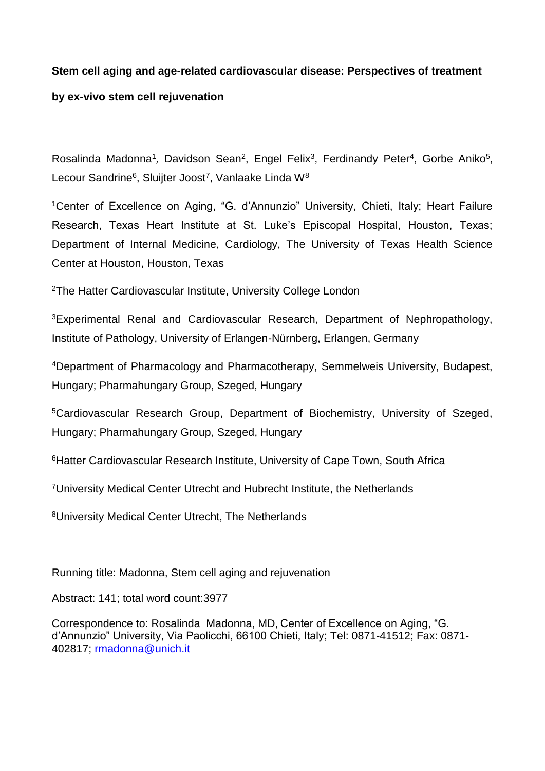**Stem cell aging and age-related cardiovascular disease: Perspectives of treatment by ex-vivo stem cell rejuvenation**

Rosalinda Madonna[1], Davidson Sean[2], Engel Felix[3], Ferdinandy Peter[4], Gorbe Aniko[5], Lecour Sandrine[6], Sluijter Joost[7], Vanlaake Linda W[8]

[1]Center of Excellence on Aging, "G. d'Annunzio" University, Chieti, Italy; Heart Failure Research, Texas Heart Institute at St. Luke's Episcopal Hospital, Houston, Texas; Department of Internal Medicine, Cardiology, The University of Texas Health Science Center at Houston, Houston, Texas

[2]The Hatter Cardiovascular Institute, University College London

[3]Experimental Renal and Cardiovascular Research, Department of Nephropathology, Institute of Pathology, University of Erlangen-Nürnberg, Erlangen, Germany

[4]Department of Pharmacology and Pharmacotherapy, Semmelweis University, Budapest, Hungary; Pharmahungary Group, Szeged, Hungary

[5]Cardiovascular Research Group, Department of Biochemistry, University of Szeged, Hungary; Pharmahungary Group, Szeged, Hungary

[6]Hatter Cardiovascular Research Institute, University of Cape Town, South Africa

[7]University Medical Center Utrecht and Hubrecht Institute, the Netherlands

[8]University Medical Center Utrecht, The Netherlands

Running title: Madonna, Stem cell aging and rejuvenation

Abstract: 141; total word count:3977

Correspondence to: Rosalinda Madonna, MD, Center of Excellence on Aging, "G. d'Annunzio" University, Via Paolicchi, 66100 Chieti, Italy; Tel: 0871-41512; Fax: 0871-402817; rmadonna@unich.it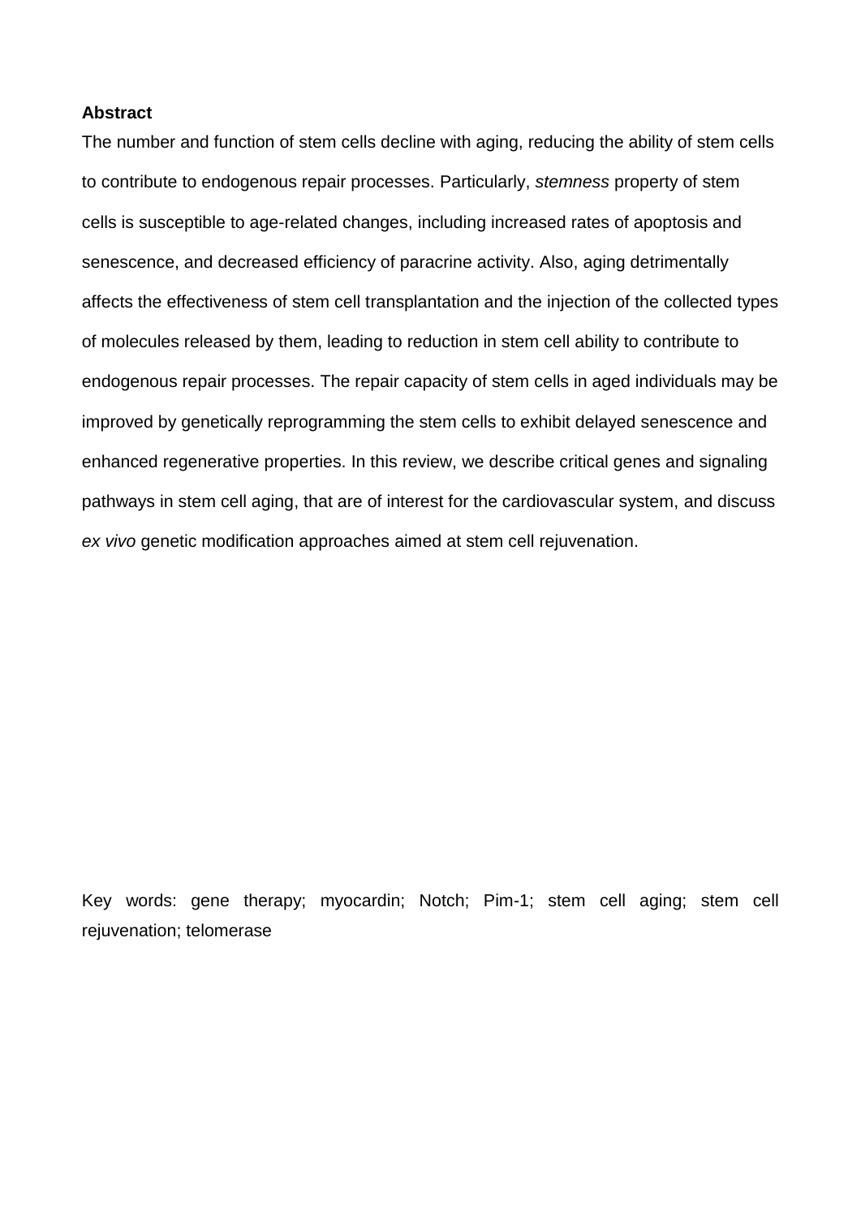**Abstract**

The number and function of stem cells decline with aging, reducing the ability of stem cells to contribute to endogenous repair processes. Particularly, *stemness* property of stem cells is susceptible to age-related changes, including increased rates of apoptosis and senescence, and decreased efficiency of paracrine activity. Also, aging detrimentally affects the effectiveness of stem cell transplantation and the injection of the collected types of molecules released by them, leading to reduction in stem cell ability to contribute to endogenous repair processes. The repair capacity of stem cells in aged individuals may be improved by genetically reprogramming the stem cells to exhibit delayed senescence and enhanced regenerative properties. In this review, we describe critical genes and signaling pathways in stem cell aging, that are of interest for the cardiovascular system, and discuss *ex vivo* genetic modification approaches aimed at stem cell rejuvenation.

Key words: gene therapy; myocardin; Notch; Pim-1; stem cell aging; stem cell rejuvenation; telomerase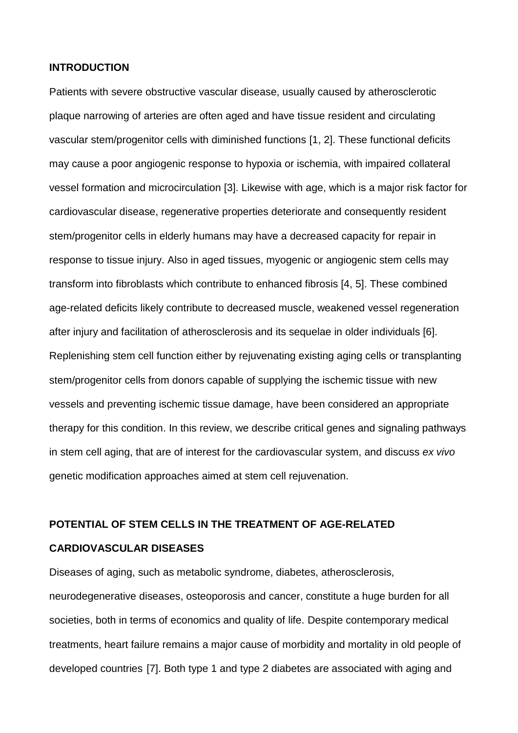## INTRODUCTION

Patients with severe obstructive vascular disease, usually caused by atherosclerotic plaque narrowing of arteries are often aged and have tissue resident and circulating vascular stem/progenitor cells with diminished functions [1, 2]. These functional deficits may cause a poor angiogenic response to hypoxia or ischemia, with impaired collateral vessel formation and microcirculation [3]. Likewise with age, which is a major risk factor for cardiovascular disease, regenerative properties deteriorate and consequently resident stem/progenitor cells in elderly humans may have a decreased capacity for repair in response to tissue injury. Also in aged tissues, myogenic or angiogenic stem cells may transform into fibroblasts which contribute to enhanced fibrosis [4, 5]. These combined age-related deficits likely contribute to decreased muscle, weakened vessel regeneration after injury and facilitation of atherosclerosis and its sequelae in older individuals [6]. Replenishing stem cell function either by rejuvenating existing aging cells or transplanting stem/progenitor cells from donors capable of supplying the ischemic tissue with new vessels and preventing ischemic tissue damage, have been considered an appropriate therapy for this condition. In this review, we describe critical genes and signaling pathways in stem cell aging, that are of interest for the cardiovascular system, and discuss *ex vivo* genetic modification approaches aimed at stem cell rejuvenation.

## POTENTIAL OF STEM CELLS IN THE TREATMENT OF AGE-RELATED CARDIOVASCULAR DISEASES

Diseases of aging, such as metabolic syndrome, diabetes, atherosclerosis, neurodegenerative diseases, osteoporosis and cancer, constitute a huge burden for all societies, both in terms of economics and quality of life. Despite contemporary medical treatments, heart failure remains a major cause of morbidity and mortality in old people of developed countries [7]. Both type 1 and type 2 diabetes are associated with aging and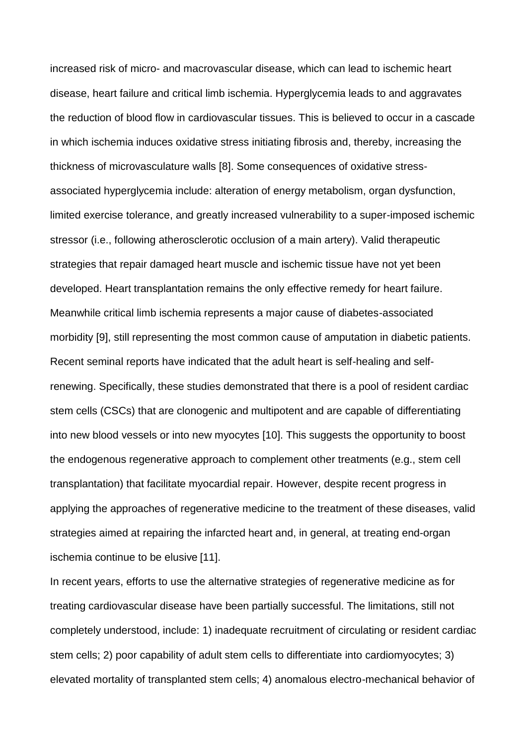increased risk of micro- and macrovascular disease, which can lead to ischemic heart disease, heart failure and critical limb ischemia. Hyperglycemia leads to and aggravates the reduction of blood flow in cardiovascular tissues. This is believed to occur in a cascade in which ischemia induces oxidative stress initiating fibrosis and, thereby, increasing the thickness of microvasculature walls [8]. Some consequences of oxidative stress-associated hyperglycemia include: alteration of energy metabolism, organ dysfunction, limited exercise tolerance, and greatly increased vulnerability to a super-imposed ischemic stressor (i.e., following atherosclerotic occlusion of a main artery). Valid therapeutic strategies that repair damaged heart muscle and ischemic tissue have not yet been developed. Heart transplantation remains the only effective remedy for heart failure. Meanwhile critical limb ischemia represents a major cause of diabetes-associated morbidity [9], still representing the most common cause of amputation in diabetic patients. Recent seminal reports have indicated that the adult heart is self-healing and self-renewing. Specifically, these studies demonstrated that there is a pool of resident cardiac stem cells (CSCs) that are clonogenic and multipotent and are capable of differentiating into new blood vessels or into new myocytes [10]. This suggests the opportunity to boost the endogenous regenerative approach to complement other treatments (e.g., stem cell transplantation) that facilitate myocardial repair. However, despite recent progress in applying the approaches of regenerative medicine to the treatment of these diseases, valid strategies aimed at repairing the infarcted heart and, in general, at treating end-organ ischemia continue to be elusive [11].

In recent years, efforts to use the alternative strategies of regenerative medicine as for treating cardiovascular disease have been partially successful. The limitations, still not completely understood, include: 1) inadequate recruitment of circulating or resident cardiac stem cells; 2) poor capability of adult stem cells to differentiate into cardiomyocytes; 3) elevated mortality of transplanted stem cells; 4) anomalous electro-mechanical behavior of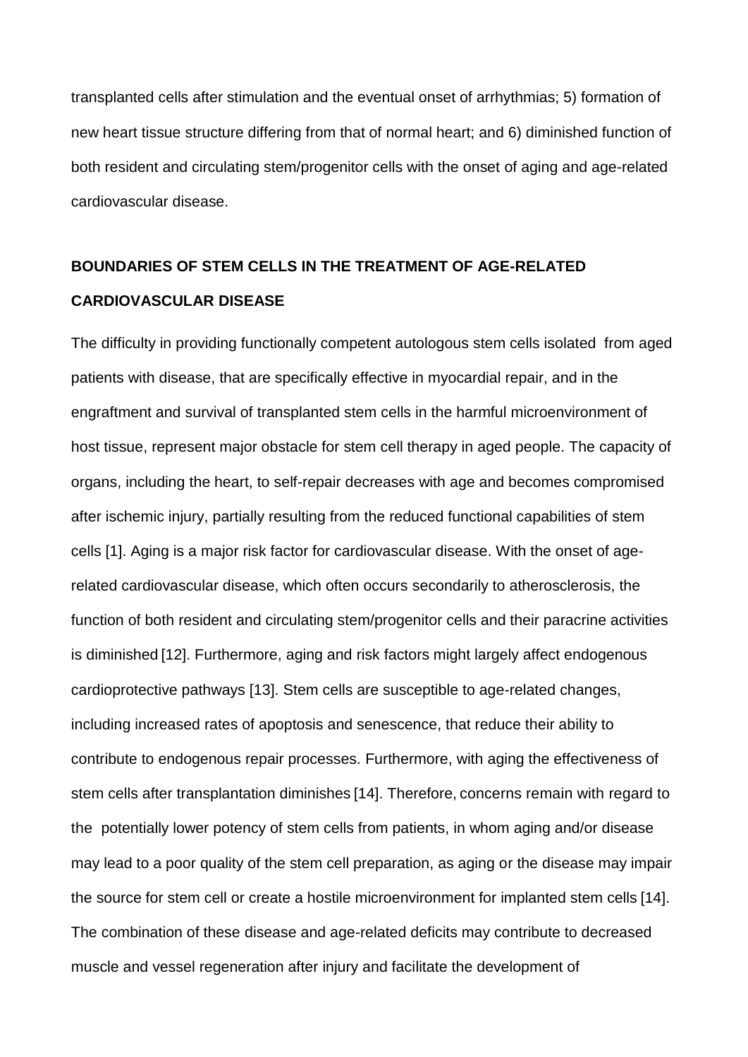transplanted cells after stimulation and the eventual onset of arrhythmias; 5) formation of new heart tissue structure differing from that of normal heart; and 6) diminished function of both resident and circulating stem/progenitor cells with the onset of aging and age-related cardiovascular disease.

## BOUNDARIES OF STEM CELLS IN THE TREATMENT OF AGE-RELATED CARDIOVASCULAR DISEASE

The difficulty in providing functionally competent autologous stem cells isolated from aged patients with disease, that are specifically effective in myocardial repair, and in the engraftment and survival of transplanted stem cells in the harmful microenvironment of host tissue, represent major obstacle for stem cell therapy in aged people. The capacity of organs, including the heart, to self-repair decreases with age and becomes compromised after ischemic injury, partially resulting from the reduced functional capabilities of stem cells [1]. Aging is a major risk factor for cardiovascular disease. With the onset of age-related cardiovascular disease, which often occurs secondarily to atherosclerosis, the function of both resident and circulating stem/progenitor cells and their paracrine activities is diminished [12]. Furthermore, aging and risk factors might largely affect endogenous cardioprotective pathways [13]. Stem cells are susceptible to age-related changes, including increased rates of apoptosis and senescence, that reduce their ability to contribute to endogenous repair processes. Furthermore, with aging the effectiveness of stem cells after transplantation diminishes [14]. Therefore, concerns remain with regard to the potentially lower potency of stem cells from patients, in whom aging and/or disease may lead to a poor quality of the stem cell preparation, as aging or the disease may impair the source for stem cell or create a hostile microenvironment for implanted stem cells [14]. The combination of these disease and age-related deficits may contribute to decreased muscle and vessel regeneration after injury and facilitate the development of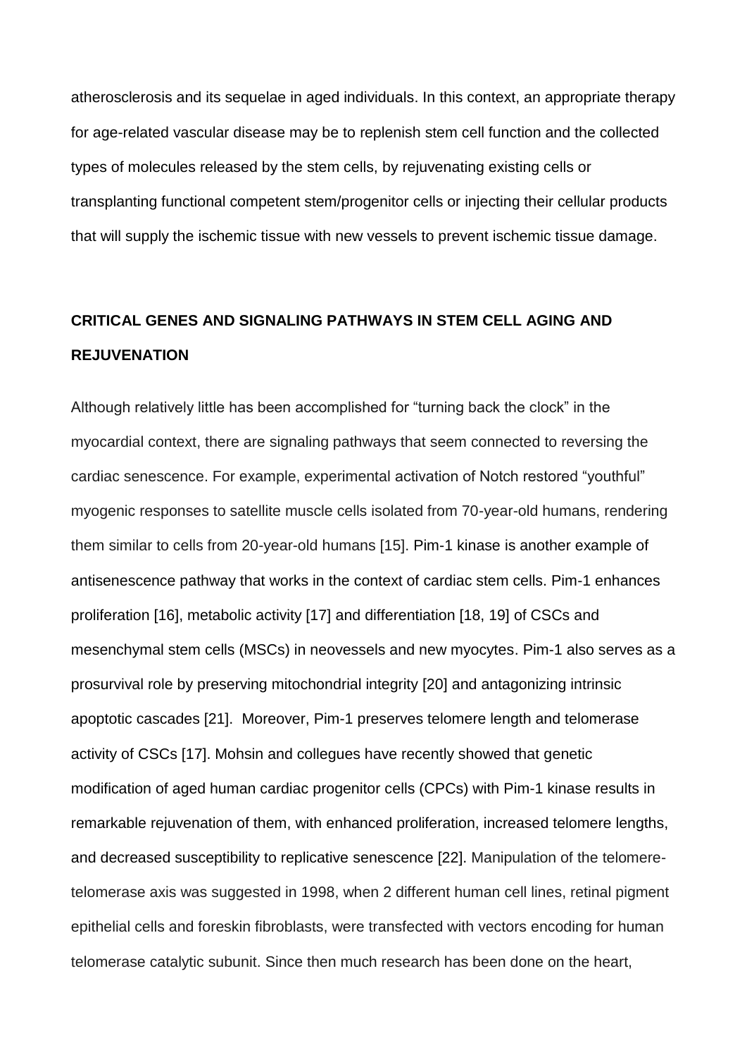atherosclerosis and its sequelae in aged individuals. In this context, an appropriate therapy for age-related vascular disease may be to replenish stem cell function and the collected types of molecules released by the stem cells, by rejuvenating existing cells or transplanting functional competent stem/progenitor cells or injecting their cellular products that will supply the ischemic tissue with new vessels to prevent ischemic tissue damage.

## CRITICAL GENES AND SIGNALING PATHWAYS IN STEM CELL AGING AND REJUVENATION

Although relatively little has been accomplished for "turning back the clock" in the myocardial context, there are signaling pathways that seem connected to reversing the cardiac senescence. For example, experimental activation of Notch restored "youthful" myogenic responses to satellite muscle cells isolated from 70-year-old humans, rendering them similar to cells from 20-year-old humans [15]. Pim-1 kinase is another example of antisenescence pathway that works in the context of cardiac stem cells. Pim-1 enhances proliferation [16], metabolic activity [17] and differentiation [18, 19] of CSCs and mesenchymal stem cells (MSCs) in neovessels and new myocytes. Pim-1 also serves as a prosurvival role by preserving mitochondrial integrity [20] and antagonizing intrinsic apoptotic cascades [21]. Moreover, Pim-1 preserves telomere length and telomerase activity of CSCs [17]. Mohsin and collegues have recently showed that genetic modification of aged human cardiac progenitor cells (CPCs) with Pim-1 kinase results in remarkable rejuvenation of them, with enhanced proliferation, increased telomere lengths, and decreased susceptibility to replicative senescence [22]. Manipulation of the telomere-telomerase axis was suggested in 1998, when 2 different human cell lines, retinal pigment epithelial cells and foreskin fibroblasts, were transfected with vectors encoding for human telomerase catalytic subunit. Since then much research has been done on the heart,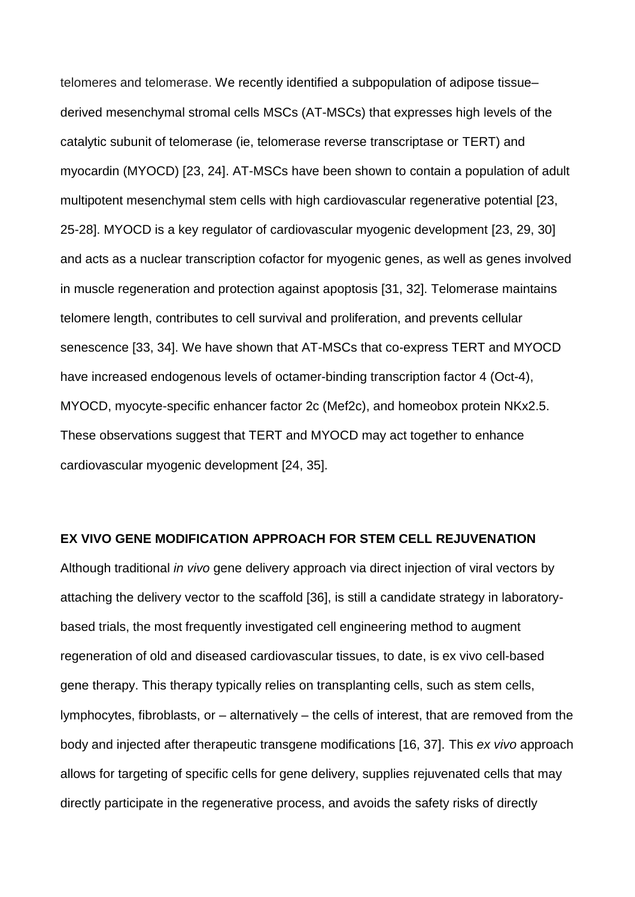telomeres and telomerase. We recently identified a subpopulation of adipose tissue–derived mesenchymal stromal cells MSCs (AT-MSCs) that expresses high levels of the catalytic subunit of telomerase (ie, telomerase reverse transcriptase or TERT) and myocardin (MYOCD) [23, 24]. AT-MSCs have been shown to contain a population of adult multipotent mesenchymal stem cells with high cardiovascular regenerative potential [23, 25-28]. MYOCD is a key regulator of cardiovascular myogenic development [23, 29, 30] and acts as a nuclear transcription cofactor for myogenic genes, as well as genes involved in muscle regeneration and protection against apoptosis [31, 32]. Telomerase maintains telomere length, contributes to cell survival and proliferation, and prevents cellular senescence [33, 34]. We have shown that AT-MSCs that co-express TERT and MYOCD have increased endogenous levels of octamer-binding transcription factor 4 (Oct-4), MYOCD, myocyte-specific enhancer factor 2c (Mef2c), and homeobox protein NKx2.5. These observations suggest that TERT and MYOCD may act together to enhance cardiovascular myogenic development [24, 35].

## EX VIVO GENE MODIFICATION APPROACH FOR STEM CELL REJUVENATION

Although traditional *in vivo* gene delivery approach via direct injection of viral vectors by attaching the delivery vector to the scaffold [36], is still a candidate strategy in laboratory-based trials, the most frequently investigated cell engineering method to augment regeneration of old and diseased cardiovascular tissues, to date, is ex vivo cell-based gene therapy. This therapy typically relies on transplanting cells, such as stem cells, lymphocytes, fibroblasts, or – alternatively – the cells of interest, that are removed from the body and injected after therapeutic transgene modifications [16, 37]. This *ex vivo* approach allows for targeting of specific cells for gene delivery, supplies rejuvenated cells that may directly participate in the regenerative process, and avoids the safety risks of directly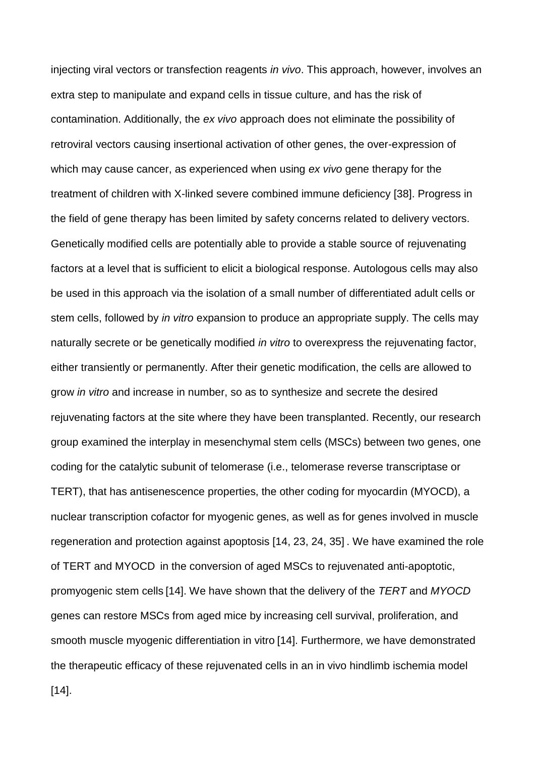injecting viral vectors or transfection reagents *in vivo*. This approach, however, involves an extra step to manipulate and expand cells in tissue culture, and has the risk of contamination. Additionally, the *ex vivo* approach does not eliminate the possibility of retroviral vectors causing insertional activation of other genes, the over-expression of which may cause cancer, as experienced when using *ex vivo* gene therapy for the treatment of children with X-linked severe combined immune deficiency [38]. Progress in the field of gene therapy has been limited by safety concerns related to delivery vectors. Genetically modified cells are potentially able to provide a stable source of rejuvenating factors at a level that is sufficient to elicit a biological response. Autologous cells may also be used in this approach via the isolation of a small number of differentiated adult cells or stem cells, followed by *in vitro* expansion to produce an appropriate supply. The cells may naturally secrete or be genetically modified *in vitro* to overexpress the rejuvenating factor, either transiently or permanently. After their genetic modification, the cells are allowed to grow *in vitro* and increase in number, so as to synthesize and secrete the desired rejuvenating factors at the site where they have been transplanted. Recently, our research group examined the interplay in mesenchymal stem cells (MSCs) between two genes, one coding for the catalytic subunit of telomerase (i.e., telomerase reverse transcriptase or TERT), that has antisenescence properties, the other coding for myocardin (MYOCD), a nuclear transcription cofactor for myogenic genes, as well as for genes involved in muscle regeneration and protection against apoptosis [14, 23, 24, 35]. We have examined the role of TERT and MYOCD in the conversion of aged MSCs to rejuvenated anti-apoptotic, promyogenic stem cells [14]. We have shown that the delivery of the *TERT* and *MYOCD* genes can restore MSCs from aged mice by increasing cell survival, proliferation, and smooth muscle myogenic differentiation in vitro [14]. Furthermore, we have demonstrated the therapeutic efficacy of these rejuvenated cells in an in vivo hindlimb ischemia model [14].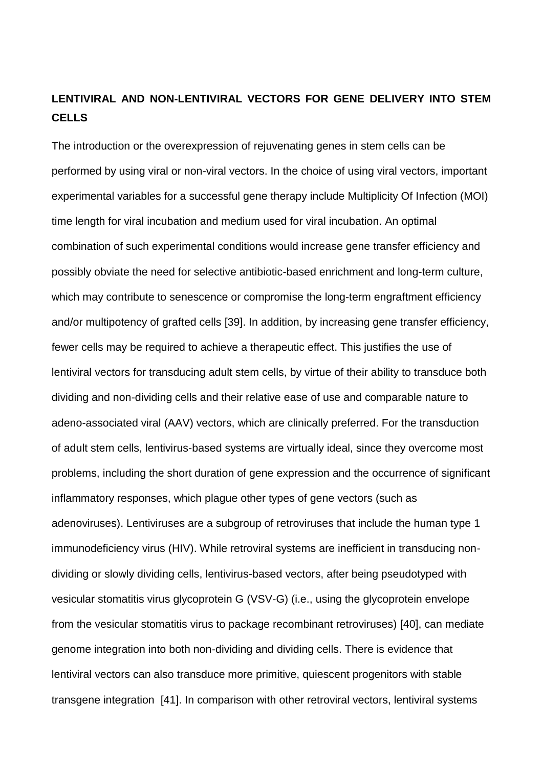## LENTIVIRAL AND NON-LENTIVIRAL VECTORS FOR GENE DELIVERY INTO STEM CELLS

The introduction or the overexpression of rejuvenating genes in stem cells can be performed by using viral or non-viral vectors. In the choice of using viral vectors, important experimental variables for a successful gene therapy include Multiplicity Of Infection (MOI) time length for viral incubation and medium used for viral incubation. An optimal combination of such experimental conditions would increase gene transfer efficiency and possibly obviate the need for selective antibiotic-based enrichment and long-term culture, which may contribute to senescence or compromise the long-term engraftment efficiency and/or multipotency of grafted cells [39]. In addition, by increasing gene transfer efficiency, fewer cells may be required to achieve a therapeutic effect. This justifies the use of lentiviral vectors for transducing adult stem cells, by virtue of their ability to transduce both dividing and non-dividing cells and their relative ease of use and comparable nature to adeno-associated viral (AAV) vectors, which are clinically preferred. For the transduction of adult stem cells, lentivirus-based systems are virtually ideal, since they overcome most problems, including the short duration of gene expression and the occurrence of significant inflammatory responses, which plague other types of gene vectors (such as adenoviruses). Lentiviruses are a subgroup of retroviruses that include the human type 1 immunodeficiency virus (HIV). While retroviral systems are inefficient in transducing non-dividing or slowly dividing cells, lentivirus-based vectors, after being pseudotyped with vesicular stomatitis virus glycoprotein G (VSV-G) (i.e., using the glycoprotein envelope from the vesicular stomatitis virus to package recombinant retroviruses) [40], can mediate genome integration into both non-dividing and dividing cells. There is evidence that lentiviral vectors can also transduce more primitive, quiescent progenitors with stable transgene integration [41]. In comparison with other retroviral vectors, lentiviral systems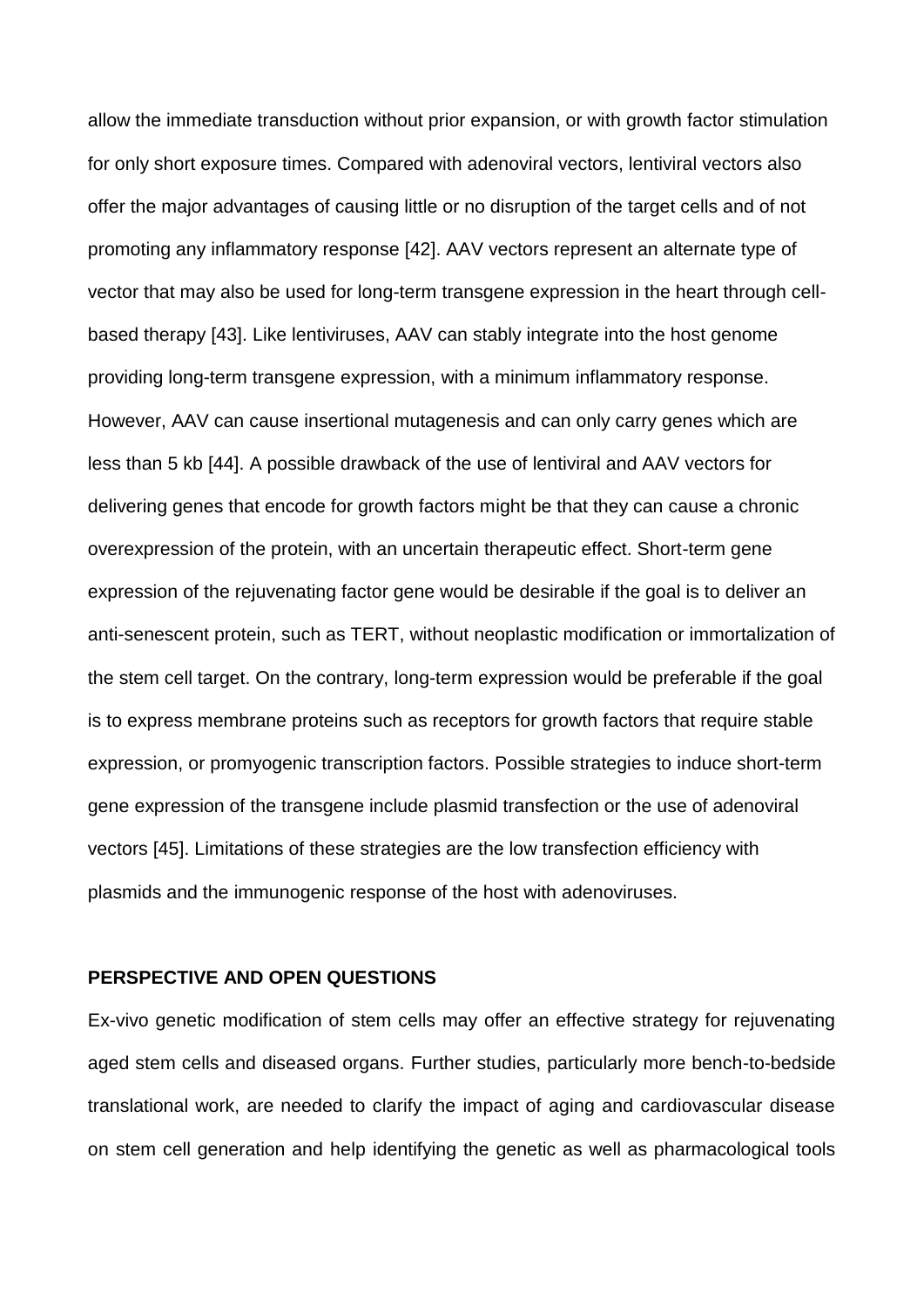allow the immediate transduction without prior expansion, or with growth factor stimulation for only short exposure times. Compared with adenoviral vectors, lentiviral vectors also offer the major advantages of causing little or no disruption of the target cells and of not promoting any inflammatory response [42]. AAV vectors represent an alternate type of vector that may also be used for long-term transgene expression in the heart through cell-based therapy [43]. Like lentiviruses, AAV can stably integrate into the host genome providing long-term transgene expression, with a minimum inflammatory response. However, AAV can cause insertional mutagenesis and can only carry genes which are less than 5 kb [44]. A possible drawback of the use of lentiviral and AAV vectors for delivering genes that encode for growth factors might be that they can cause a chronic overexpression of the protein, with an uncertain therapeutic effect. Short-term gene expression of the rejuvenating factor gene would be desirable if the goal is to deliver an anti-senescent protein, such as TERT, without neoplastic modification or immortalization of the stem cell target. On the contrary, long-term expression would be preferable if the goal is to express membrane proteins such as receptors for growth factors that require stable expression, or promyogenic transcription factors. Possible strategies to induce short-term gene expression of the transgene include plasmid transfection or the use of adenoviral vectors [45]. Limitations of these strategies are the low transfection efficiency with plasmids and the immunogenic response of the host with adenoviruses.

## PERSPECTIVE AND OPEN QUESTIONS

Ex-vivo genetic modification of stem cells may offer an effective strategy for rejuvenating aged stem cells and diseased organs. Further studies, particularly more bench-to-bedside translational work, are needed to clarify the impact of aging and cardiovascular disease on stem cell generation and help identifying the genetic as well as pharmacological tools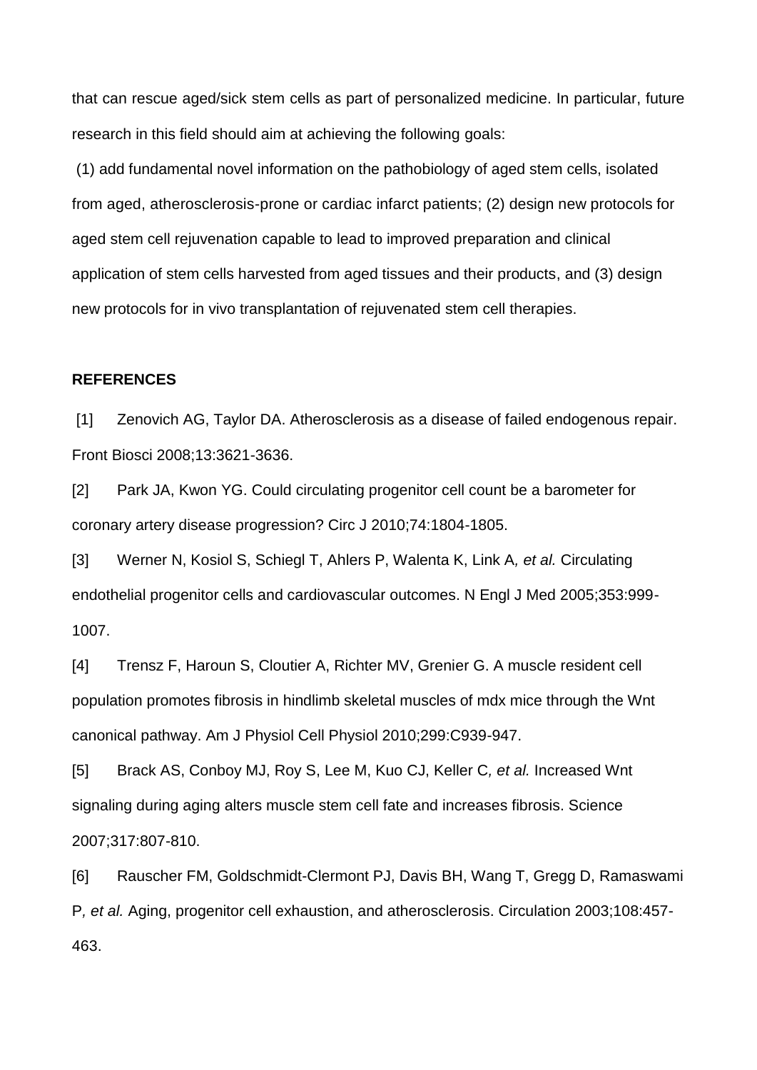that can rescue aged/sick stem cells as part of personalized medicine. In particular, future research in this field should aim at achieving the following goals:

(1) add fundamental novel information on the pathobiology of aged stem cells, isolated from aged, atherosclerosis-prone or cardiac infarct patients; (2) design new protocols for aged stem cell rejuvenation capable to lead to improved preparation and clinical application of stem cells harvested from aged tissues and their products, and (3) design new protocols for in vivo transplantation of rejuvenated stem cell therapies.

**REFERENCES**

[1] Zenovich AG, Taylor DA. Atherosclerosis as a disease of failed endogenous repair. Front Biosci 2008;13:3621-3636.

[2] Park JA, Kwon YG. Could circulating progenitor cell count be a barometer for coronary artery disease progression? Circ J 2010;74:1804-1805.

[3] Werner N, Kosiol S, Schiegl T, Ahlers P, Walenta K, Link A*, et al.* Circulating endothelial progenitor cells and cardiovascular outcomes. N Engl J Med 2005;353:999-1007.

[4] Trensz F, Haroun S, Cloutier A, Richter MV, Grenier G. A muscle resident cell population promotes fibrosis in hindlimb skeletal muscles of mdx mice through the Wnt canonical pathway. Am J Physiol Cell Physiol 2010;299:C939-947.

[5] Brack AS, Conboy MJ, Roy S, Lee M, Kuo CJ, Keller C*, et al.* Increased Wnt signaling during aging alters muscle stem cell fate and increases fibrosis. Science 2007;317:807-810.

[6] Rauscher FM, Goldschmidt-Clermont PJ, Davis BH, Wang T, Gregg D, Ramaswami P*, et al.* Aging, progenitor cell exhaustion, and atherosclerosis. Circulation 2003;108:457-463.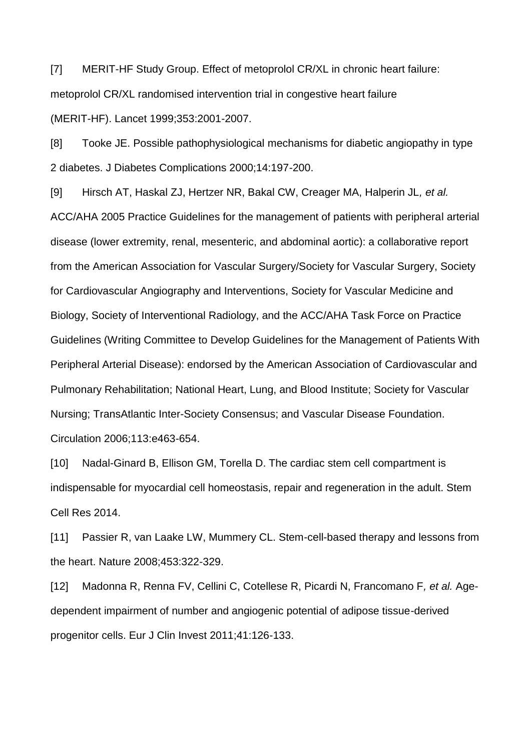[7] MERIT-HF Study Group. Effect of metoprolol CR/XL in chronic heart failure: metoprolol CR/XL randomised intervention trial in congestive heart failure (MERIT-HF). Lancet 1999;353:2001-2007.

[8] Tooke JE. Possible pathophysiological mechanisms for diabetic angiopathy in type 2 diabetes. J Diabetes Complications 2000;14:197-200.

[9] Hirsch AT, Haskal ZJ, Hertzer NR, Bakal CW, Creager MA, Halperin JL*, et al.* ACC/AHA 2005 Practice Guidelines for the management of patients with peripheral arterial disease (lower extremity, renal, mesenteric, and abdominal aortic): a collaborative report from the American Association for Vascular Surgery/Society for Vascular Surgery, Society for Cardiovascular Angiography and Interventions, Society for Vascular Medicine and Biology, Society of Interventional Radiology, and the ACC/AHA Task Force on Practice Guidelines (Writing Committee to Develop Guidelines for the Management of Patients With Peripheral Arterial Disease): endorsed by the American Association of Cardiovascular and Pulmonary Rehabilitation; National Heart, Lung, and Blood Institute; Society for Vascular Nursing; TransAtlantic Inter-Society Consensus; and Vascular Disease Foundation. Circulation 2006;113:e463-654.

[10] Nadal-Ginard B, Ellison GM, Torella D. The cardiac stem cell compartment is indispensable for myocardial cell homeostasis, repair and regeneration in the adult. Stem Cell Res 2014.

[11] Passier R, van Laake LW, Mummery CL. Stem-cell-based therapy and lessons from the heart. Nature 2008;453:322-329.

[12] Madonna R, Renna FV, Cellini C, Cotellese R, Picardi N, Francomano F*, et al.* Age-dependent impairment of number and angiogenic potential of adipose tissue-derived progenitor cells. Eur J Clin Invest 2011;41:126-133.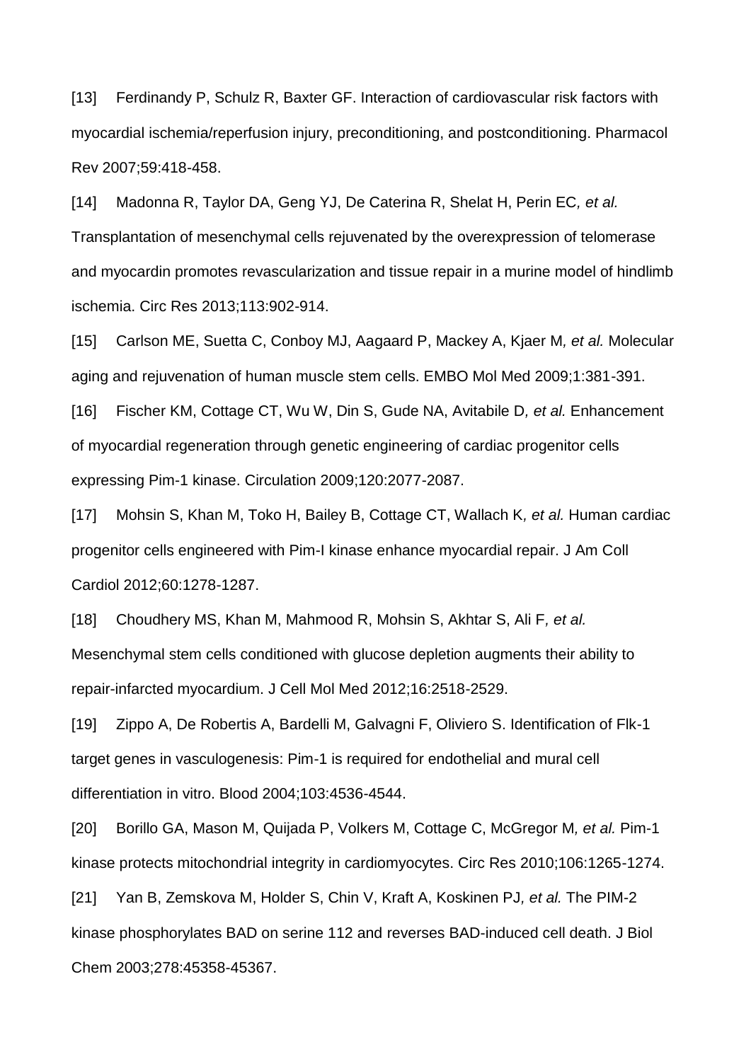[13] Ferdinandy P, Schulz R, Baxter GF. Interaction of cardiovascular risk factors with myocardial ischemia/reperfusion injury, preconditioning, and postconditioning. Pharmacol Rev 2007;59:418-458.

[14] Madonna R, Taylor DA, Geng YJ, De Caterina R, Shelat H, Perin EC*, et al.* Transplantation of mesenchymal cells rejuvenated by the overexpression of telomerase and myocardin promotes revascularization and tissue repair in a murine model of hindlimb ischemia. Circ Res 2013;113:902-914.

[15] Carlson ME, Suetta C, Conboy MJ, Aagaard P, Mackey A, Kjaer M*, et al.* Molecular aging and rejuvenation of human muscle stem cells. EMBO Mol Med 2009;1:381-391.

[16] Fischer KM, Cottage CT, Wu W, Din S, Gude NA, Avitabile D*, et al.* Enhancement of myocardial regeneration through genetic engineering of cardiac progenitor cells expressing Pim-1 kinase. Circulation 2009;120:2077-2087.

[17] Mohsin S, Khan M, Toko H, Bailey B, Cottage CT, Wallach K*, et al.* Human cardiac progenitor cells engineered with Pim-I kinase enhance myocardial repair. J Am Coll Cardiol 2012;60:1278-1287.

[18] Choudhery MS, Khan M, Mahmood R, Mohsin S, Akhtar S, Ali F*, et al.* Mesenchymal stem cells conditioned with glucose depletion augments their ability to repair-infarcted myocardium. J Cell Mol Med 2012;16:2518-2529.

[19] Zippo A, De Robertis A, Bardelli M, Galvagni F, Oliviero S. Identification of Flk-1 target genes in vasculogenesis: Pim-1 is required for endothelial and mural cell differentiation in vitro. Blood 2004;103:4536-4544.

[20] Borillo GA, Mason M, Quijada P, Volkers M, Cottage C, McGregor M*, et al.* Pim-1 kinase protects mitochondrial integrity in cardiomyocytes. Circ Res 2010;106:1265-1274.

[21] Yan B, Zemskova M, Holder S, Chin V, Kraft A, Koskinen PJ*, et al.* The PIM-2 kinase phosphorylates BAD on serine 112 and reverses BAD-induced cell death. J Biol Chem 2003;278:45358-45367.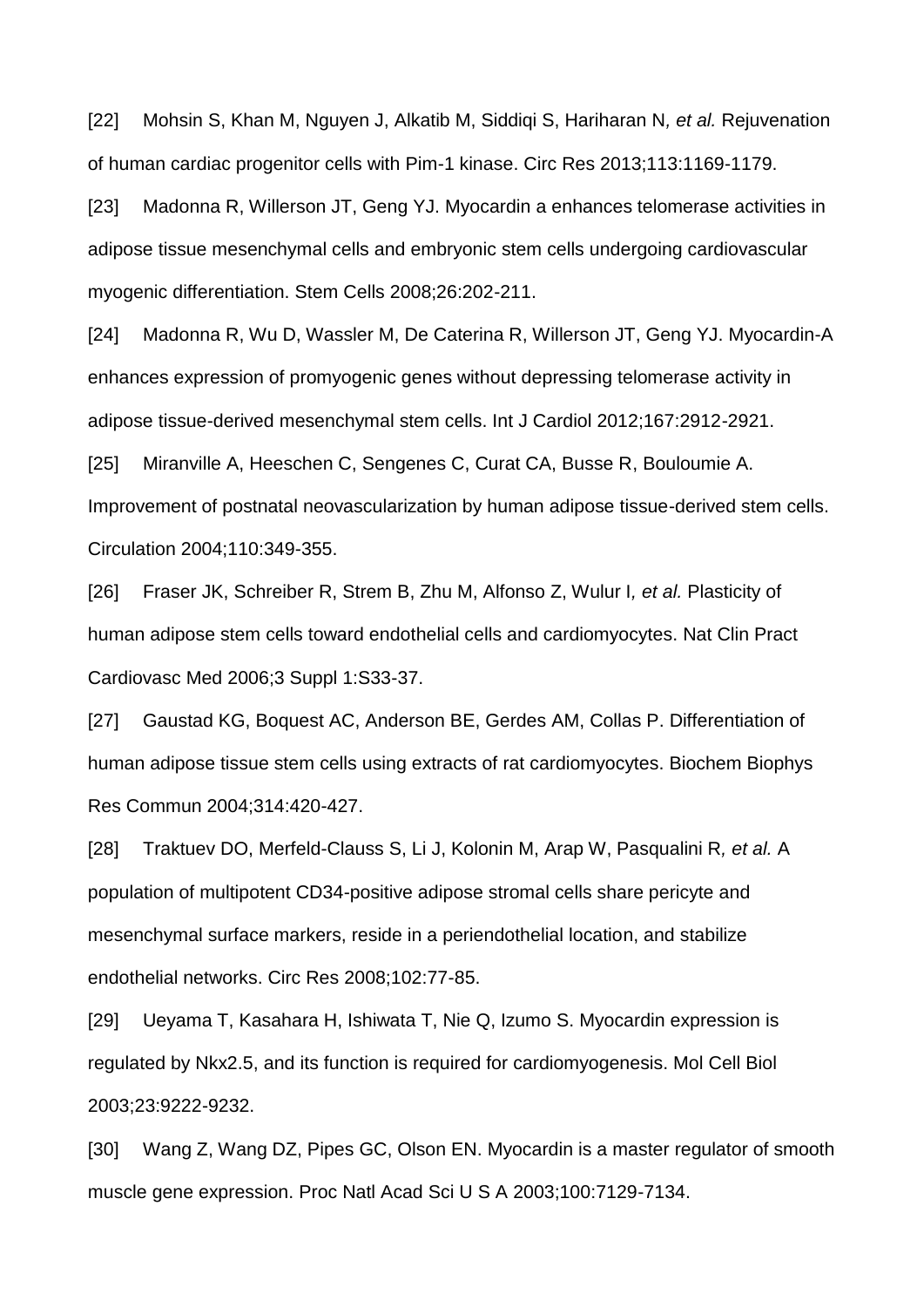[22] Mohsin S, Khan M, Nguyen J, Alkatib M, Siddiqi S, Hariharan N*, et al.* Rejuvenation of human cardiac progenitor cells with Pim-1 kinase. Circ Res 2013;113:1169-1179.

[23] Madonna R, Willerson JT, Geng YJ. Myocardin a enhances telomerase activities in adipose tissue mesenchymal cells and embryonic stem cells undergoing cardiovascular myogenic differentiation. Stem Cells 2008;26:202-211.

[24] Madonna R, Wu D, Wassler M, De Caterina R, Willerson JT, Geng YJ. Myocardin-A enhances expression of promyogenic genes without depressing telomerase activity in adipose tissue-derived mesenchymal stem cells. Int J Cardiol 2012;167:2912-2921.

[25] Miranville A, Heeschen C, Sengenes C, Curat CA, Busse R, Bouloumie A. Improvement of postnatal neovascularization by human adipose tissue-derived stem cells. Circulation 2004;110:349-355.

[26] Fraser JK, Schreiber R, Strem B, Zhu M, Alfonso Z, Wulur I*, et al.* Plasticity of human adipose stem cells toward endothelial cells and cardiomyocytes. Nat Clin Pract Cardiovasc Med 2006;3 Suppl 1:S33-37.

[27] Gaustad KG, Boquest AC, Anderson BE, Gerdes AM, Collas P. Differentiation of human adipose tissue stem cells using extracts of rat cardiomyocytes. Biochem Biophys Res Commun 2004;314:420-427.

[28] Traktuev DO, Merfeld-Clauss S, Li J, Kolonin M, Arap W, Pasqualini R*, et al.* A population of multipotent CD34-positive adipose stromal cells share pericyte and mesenchymal surface markers, reside in a periendothelial location, and stabilize endothelial networks. Circ Res 2008;102:77-85.

[29] Ueyama T, Kasahara H, Ishiwata T, Nie Q, Izumo S. Myocardin expression is regulated by Nkx2.5, and its function is required for cardiomyogenesis. Mol Cell Biol 2003;23:9222-9232.

[30] Wang Z, Wang DZ, Pipes GC, Olson EN. Myocardin is a master regulator of smooth muscle gene expression. Proc Natl Acad Sci U S A 2003;100:7129-7134.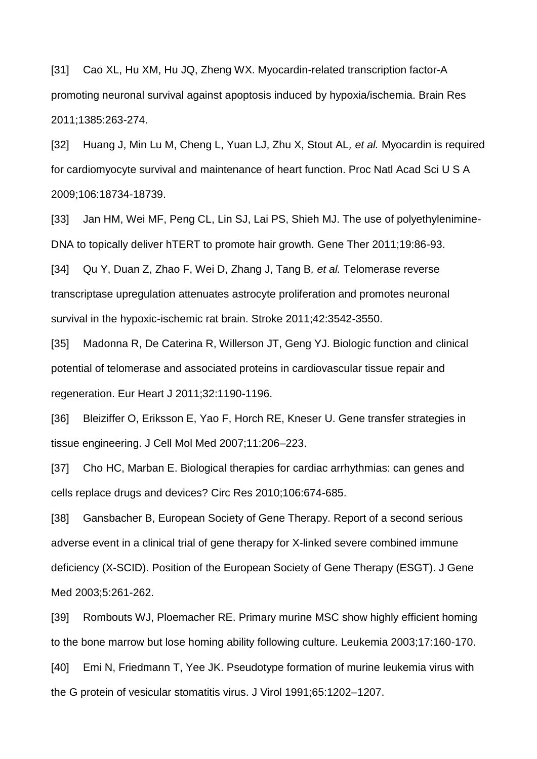[31] Cao XL, Hu XM, Hu JQ, Zheng WX. Myocardin-related transcription factor-A promoting neuronal survival against apoptosis induced by hypoxia/ischemia. Brain Res 2011;1385:263-274.

[32] Huang J, Min Lu M, Cheng L, Yuan LJ, Zhu X, Stout AL*, et al.* Myocardin is required for cardiomyocyte survival and maintenance of heart function. Proc Natl Acad Sci U S A 2009;106:18734-18739.

[33] Jan HM, Wei MF, Peng CL, Lin SJ, Lai PS, Shieh MJ. The use of polyethylenimine-DNA to topically deliver hTERT to promote hair growth. Gene Ther 2011;19:86-93.

[34] Qu Y, Duan Z, Zhao F, Wei D, Zhang J, Tang B*, et al.* Telomerase reverse transcriptase upregulation attenuates astrocyte proliferation and promotes neuronal survival in the hypoxic-ischemic rat brain. Stroke 2011;42:3542-3550.

[35] Madonna R, De Caterina R, Willerson JT, Geng YJ. Biologic function and clinical potential of telomerase and associated proteins in cardiovascular tissue repair and regeneration. Eur Heart J 2011;32:1190-1196.

[36] Bleiziffer O, Eriksson E, Yao F, Horch RE, Kneser U. Gene transfer strategies in tissue engineering. J Cell Mol Med 2007;11:206–223.

[37] Cho HC, Marban E. Biological therapies for cardiac arrhythmias: can genes and cells replace drugs and devices? Circ Res 2010;106:674-685.

[38] Gansbacher B, European Society of Gene Therapy. Report of a second serious adverse event in a clinical trial of gene therapy for X-linked severe combined immune deficiency (X-SCID). Position of the European Society of Gene Therapy (ESGT). J Gene Med 2003;5:261-262.

[39] Rombouts WJ, Ploemacher RE. Primary murine MSC show highly efficient homing to the bone marrow but lose homing ability following culture. Leukemia 2003;17:160-170.

[40] Emi N, Friedmann T, Yee JK. Pseudotype formation of murine leukemia virus with the G protein of vesicular stomatitis virus. J Virol 1991;65:1202–1207.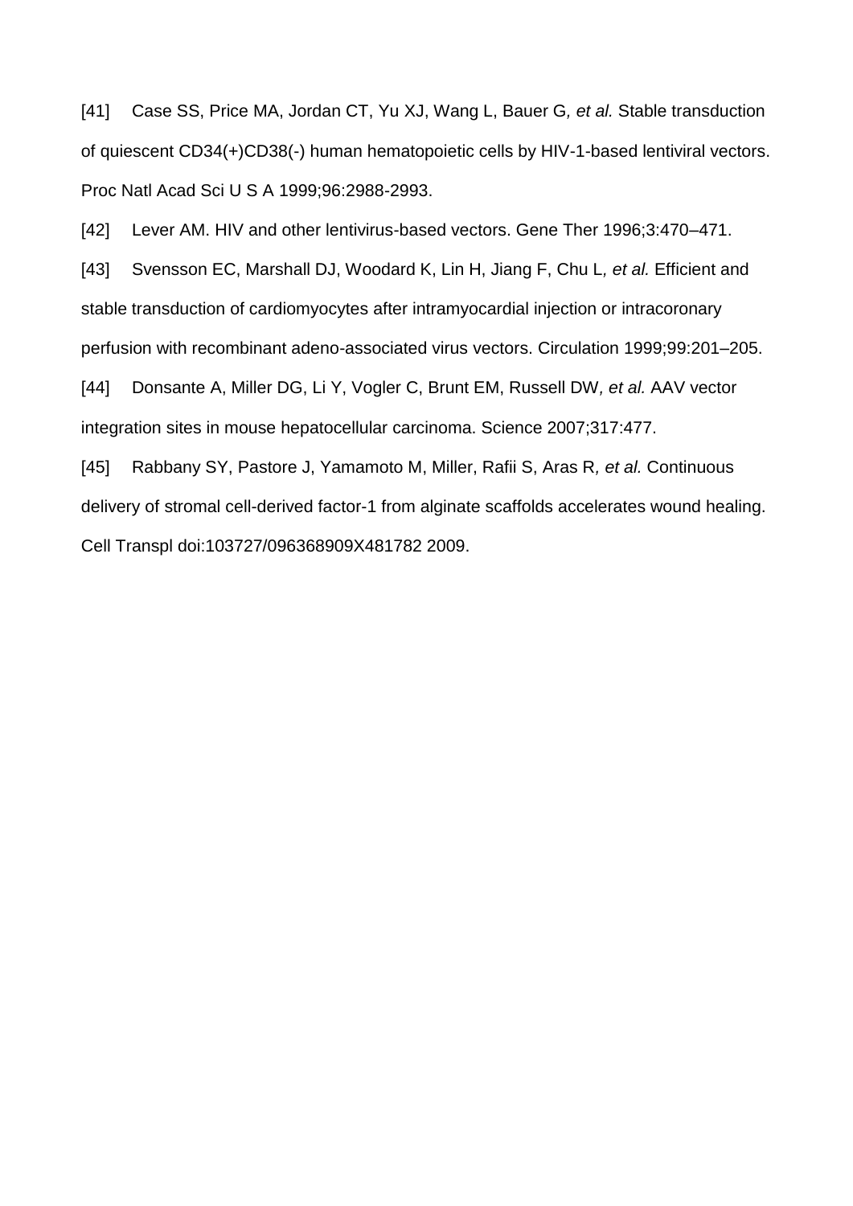[41] Case SS, Price MA, Jordan CT, Yu XJ, Wang L, Bauer G*, et al.* Stable transduction of quiescent CD34(+)CD38(-) human hematopoietic cells by HIV-1-based lentiviral vectors. Proc Natl Acad Sci U S A 1999;96:2988-2993.

[42] Lever AM. HIV and other lentivirus-based vectors. Gene Ther 1996;3:470–471.

[43] Svensson EC, Marshall DJ, Woodard K, Lin H, Jiang F, Chu L*, et al.* Efficient and stable transduction of cardiomyocytes after intramyocardial injection or intracoronary perfusion with recombinant adeno-associated virus vectors. Circulation 1999;99:201–205.

[44] Donsante A, Miller DG, Li Y, Vogler C, Brunt EM, Russell DW*, et al.* AAV vector integration sites in mouse hepatocellular carcinoma. Science 2007;317:477.

[45] Rabbany SY, Pastore J, Yamamoto M, Miller, Rafii S, Aras R*, et al.* Continuous delivery of stromal cell-derived factor-1 from alginate scaffolds accelerates wound healing. Cell Transpl doi:103727/096368909X481782 2009.